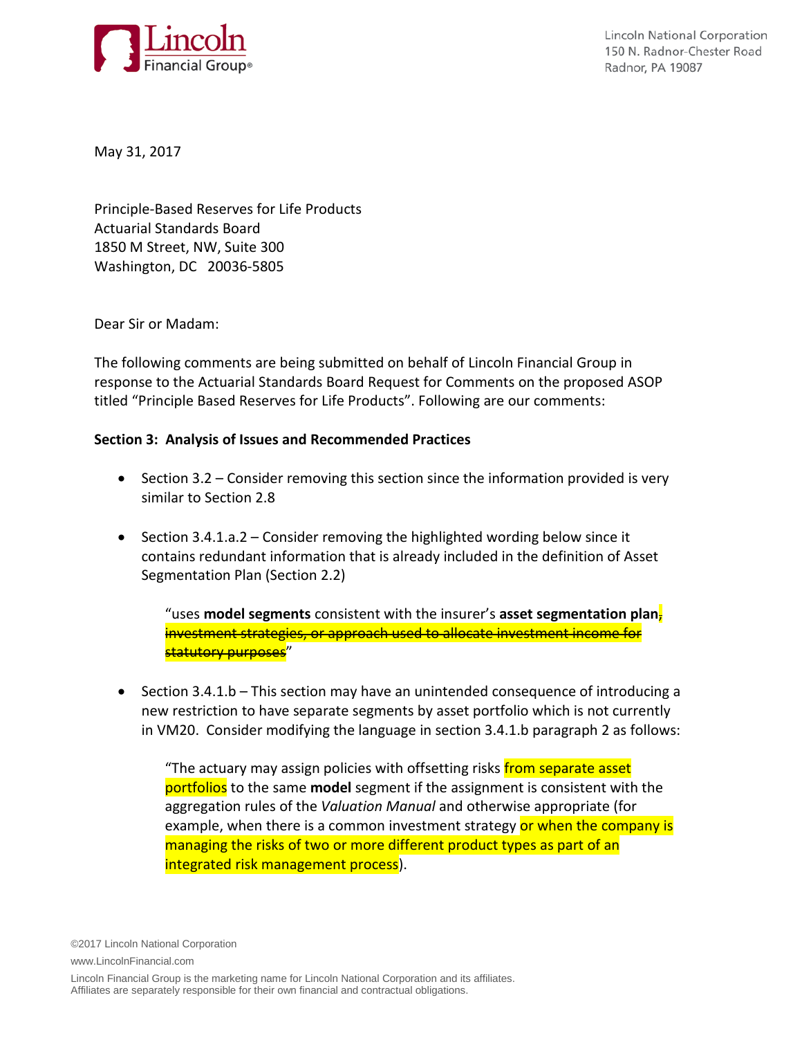Lincoln National Corporation
150 N. Radnor-Chester Road
Radnor, PA 19087

May 31, 2017

Principle-Based Reserves for Life Products
Actuarial Standards Board
1850 M Street, NW, Suite 300
Washington, DC 20036-5805

Dear Sir or Madam:

The following comments are being submitted on behalf of Lincoln Financial Group in response to the Actuarial Standards Board Request for Comments on the proposed ASOP titled “Principle Based Reserves for Life Products”. Following are our comments:

**Section 3: Analysis of Issues and Recommended Practices**

- Section 3.2 – Consider removing this section since the information provided is very similar to Section 2.8

- Section 3.4.1.a.2 – Consider removing the highlighted wording below since it contains redundant information that is already included in the definition of Asset Segmentation Plan (Section 2.2)

  > “uses **model segments** consistent with the insurer’s **asset segmentation plan**~~, investment strategies, or approach used to allocate investment income for statutory purposes~~”

- Section 3.4.1.b – This section may have an unintended consequence of introducing a new restriction to have separate segments by asset portfolio which is not currently in VM20. Consider modifying the language in section 3.4.1.b paragraph 2 as follows:

  > “The actuary may assign policies with offsetting risks from separate asset portfolios to the same **model** segment if the assignment is consistent with the aggregation rules of the *Valuation Manual* and otherwise appropriate (for example, when there is a common investment strategy or when the company is managing the risks of two or more different product types as part of an integrated risk management process).

©2017 Lincoln National Corporation
www.LincolnFinancial.com
Lincoln Financial Group is the marketing name for Lincoln National Corporation and its affiliates. Affiliates are separately responsible for their own financial and contractual obligations.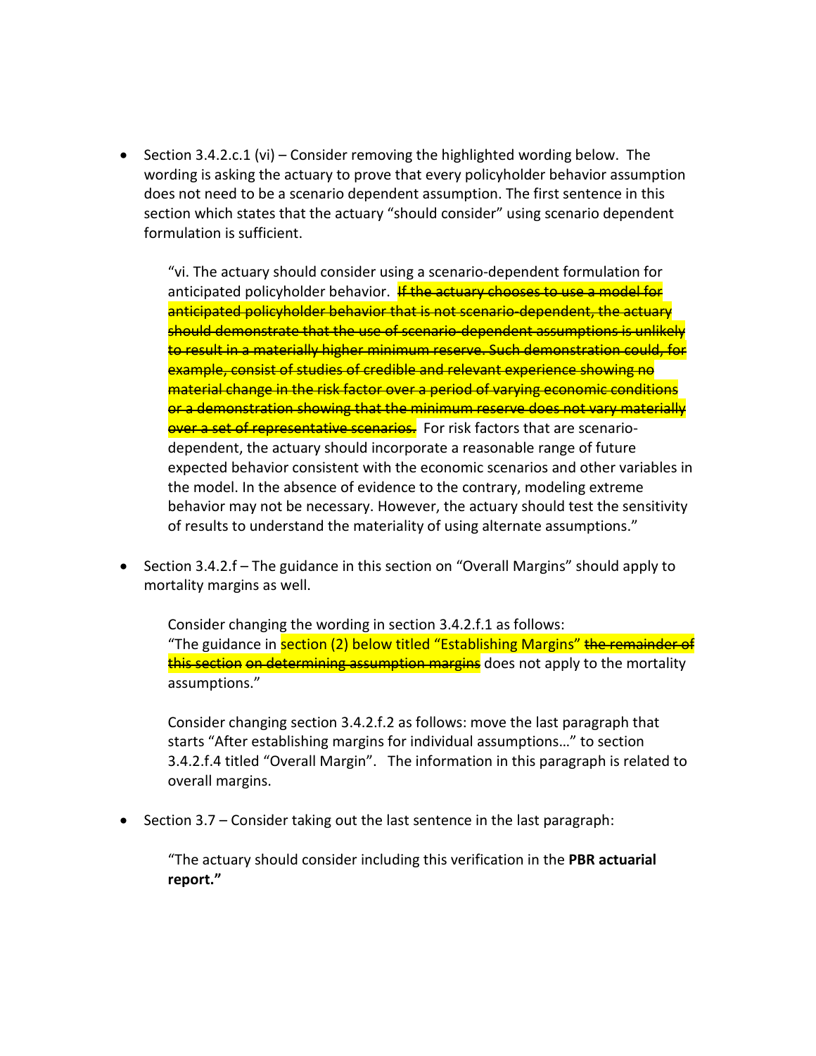- Section 3.4.2.c.1 (vi) – Consider removing the highlighted wording below. The wording is asking the actuary to prove that every policyholder behavior assumption does not need to be a scenario dependent assumption. The first sentence in this section which states that the actuary "should consider" using scenario dependent formulation is sufficient.

  "vi. The actuary should consider using a scenario-dependent formulation for anticipated policyholder behavior. ~~If the actuary chooses to use a model for anticipated policyholder behavior that is not scenario-dependent, the actuary should demonstrate that the use of scenario-dependent assumptions is unlikely to result in a materially higher minimum reserve. Such demonstration could, for example, consist of studies of credible and relevant experience showing no material change in the risk factor over a period of varying economic conditions or a demonstration showing that the minimum reserve does not vary materially over a set of representative scenarios.~~ For risk factors that are scenario-dependent, the actuary should incorporate a reasonable range of future expected behavior consistent with the economic scenarios and other variables in the model. In the absence of evidence to the contrary, modeling extreme behavior may not be necessary. However, the actuary should test the sensitivity of results to understand the materiality of using alternate assumptions."

- Section 3.4.2.f – The guidance in this section on "Overall Margins" should apply to mortality margins as well.

  Consider changing the wording in section 3.4.2.f.1 as follows:
  "The guidance in section (2) below titled "Establishing Margins" ~~the remainder of this section~~ ~~on determining assumption margins~~ does not apply to the mortality assumptions."

  Consider changing section 3.4.2.f.2 as follows: move the last paragraph that starts "After establishing margins for individual assumptions…" to section 3.4.2.f.4 titled "Overall Margin". The information in this paragraph is related to overall margins.

- Section 3.7 – Consider taking out the last sentence in the last paragraph:

  "The actuary should consider including this verification in the **PBR actuarial report."**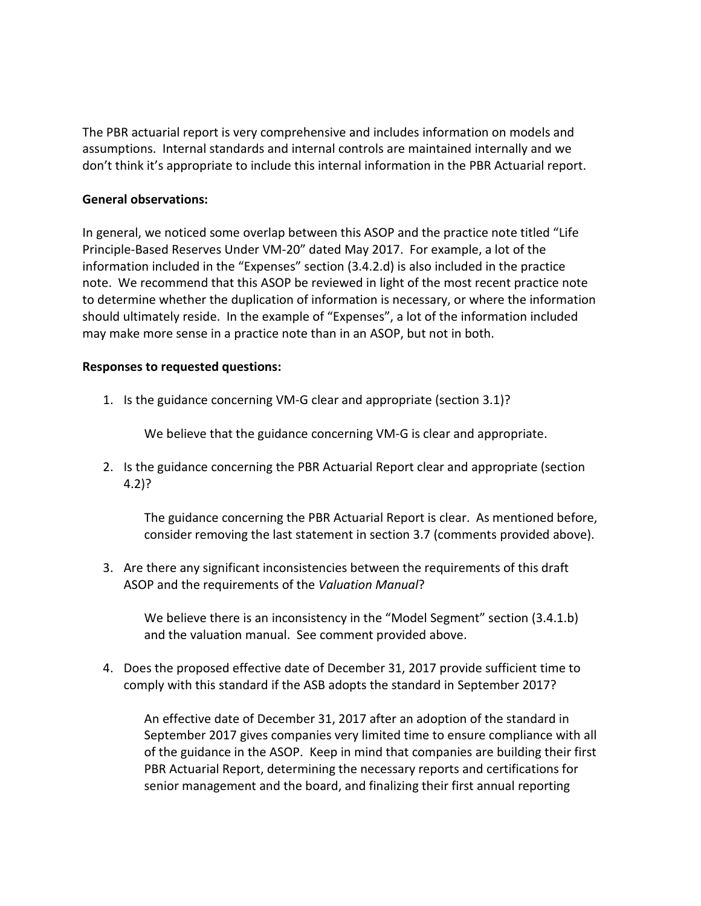The PBR actuarial report is very comprehensive and includes information on models and assumptions. Internal standards and internal controls are maintained internally and we don't think it's appropriate to include this internal information in the PBR Actuarial report.

**General observations:**

In general, we noticed some overlap between this ASOP and the practice note titled "Life Principle-Based Reserves Under VM-20" dated May 2017. For example, a lot of the information included in the "Expenses" section (3.4.2.d) is also included in the practice note. We recommend that this ASOP be reviewed in light of the most recent practice note to determine whether the duplication of information is necessary, or where the information should ultimately reside. In the example of "Expenses", a lot of the information included may make more sense in a practice note than in an ASOP, but not in both.

**Responses to requested questions:**

1. Is the guidance concerning VM-G clear and appropriate (section 3.1)?

   We believe that the guidance concerning VM-G is clear and appropriate.

2. Is the guidance concerning the PBR Actuarial Report clear and appropriate (section 4.2)?

   The guidance concerning the PBR Actuarial Report is clear. As mentioned before, consider removing the last statement in section 3.7 (comments provided above).

3. Are there any significant inconsistencies between the requirements of this draft ASOP and the requirements of the *Valuation Manual*?

   We believe there is an inconsistency in the "Model Segment" section (3.4.1.b) and the valuation manual. See comment provided above.

4. Does the proposed effective date of December 31, 2017 provide sufficient time to comply with this standard if the ASB adopts the standard in September 2017?

   An effective date of December 31, 2017 after an adoption of the standard in September 2017 gives companies very limited time to ensure compliance with all of the guidance in the ASOP. Keep in mind that companies are building their first PBR Actuarial Report, determining the necessary reports and certifications for senior management and the board, and finalizing their first annual reporting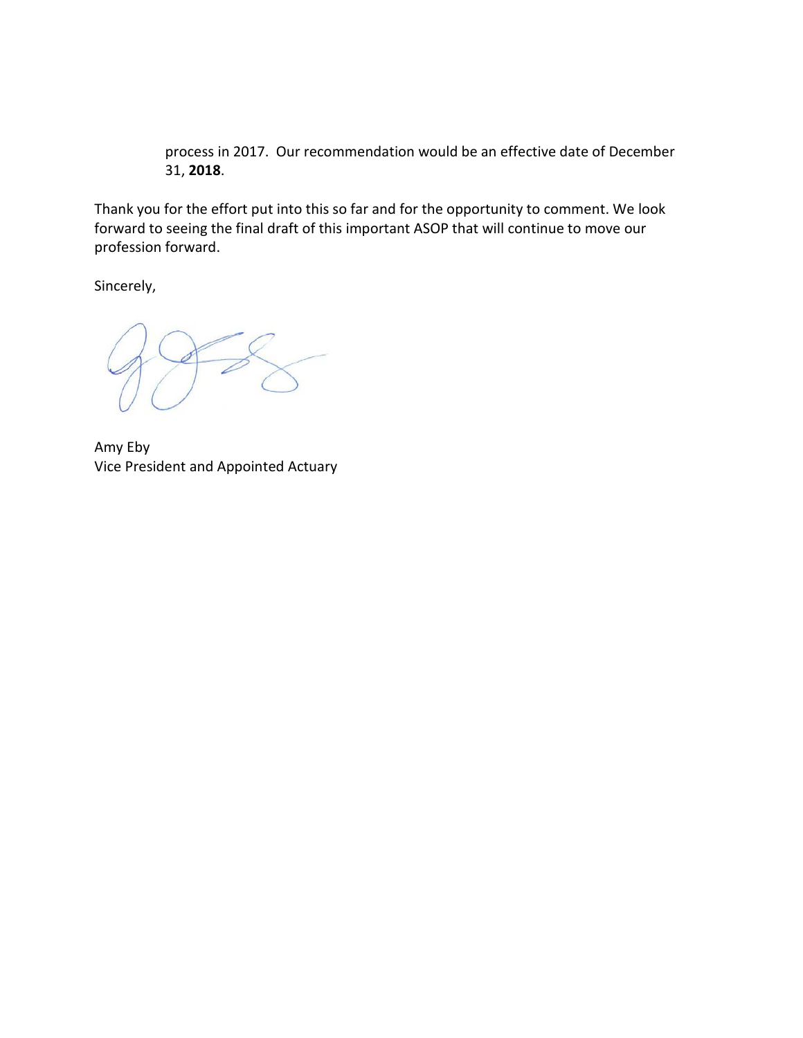process in 2017. Our recommendation would be an effective date of December 31, **2018**.

Thank you for the effort put into this so far and for the opportunity to comment. We look forward to seeing the final draft of this important ASOP that will continue to move our profession forward.

Sincerely,

Amy Eby
Vice President and Appointed Actuary